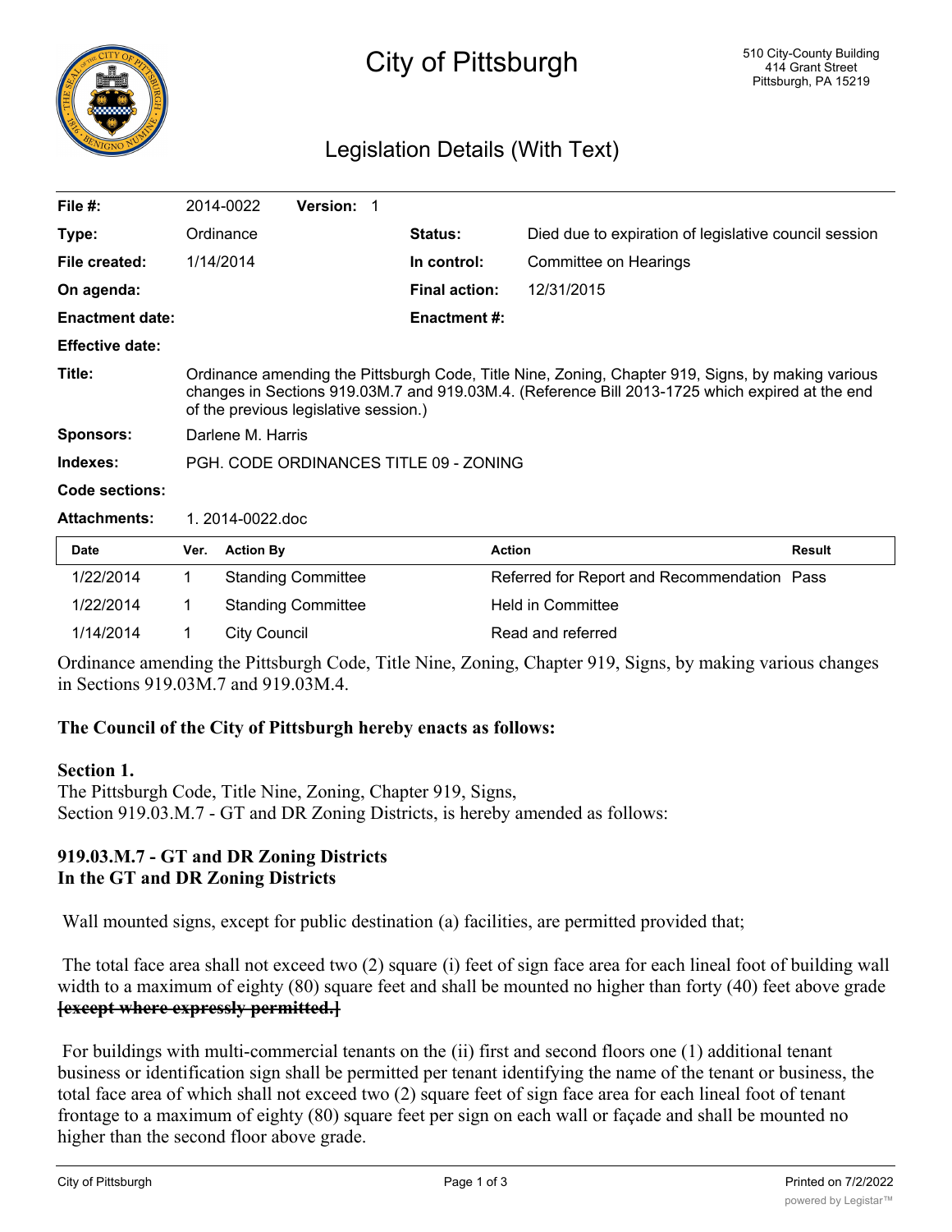# City of Pittsburgh

510 City-County Building
414 Grant Street
Pittsburgh, PA 15219

## Legislation Details (With Text)

| | | | |
|---|---|---|---|
| **File #:** | 2014-0022 **Version:** 1 | | |
| **Type:** | Ordinance | **Status:** | Died due to expiration of legislative council session |
| **File created:** | 1/14/2014 | **In control:** | Committee on Hearings |
| **On agenda:** | | **Final action:** | 12/31/2015 |
| **Enactment date:** | | **Enactment #:** | |
| **Effective date:** | | | |

**Title:** Ordinance amending the Pittsburgh Code, Title Nine, Zoning, Chapter 919, Signs, by making various changes in Sections 919.03M.7 and 919.03M.4. (Reference Bill 2013-1725 which expired at the end of the previous legislative session.)

**Sponsors:** Darlene M. Harris

**Indexes:** PGH. CODE ORDINANCES TITLE 09 - ZONING

**Code sections:**

**Attachments:** 1. 2014-0022.doc

| Date | Ver. | Action By | Action | Result |
|---|---|---|---|---|
| 1/22/2014 | 1 | Standing Committee | Referred for Report and Recommendation | Pass |
| 1/22/2014 | 1 | Standing Committee | Held in Committee | |
| 1/14/2014 | 1 | City Council | Read and referred | |

Ordinance amending the Pittsburgh Code, Title Nine, Zoning, Chapter 919, Signs, by making various changes in Sections 919.03M.7 and 919.03M.4.

**The Council of the City of Pittsburgh hereby enacts as follows:**

**Section 1.**
The Pittsburgh Code, Title Nine, Zoning, Chapter 919, Signs,
Section 919.03.M.7 - GT and DR Zoning Districts, is hereby amended as follows:

**919.03.M.7 - GT and DR Zoning Districts**
**In the GT and DR Zoning Districts**

Wall mounted signs, except for public destination (a) facilities, are permitted provided that;

The total face area shall not exceed two (2) square (i) feet of sign face area for each lineal foot of building wall width to a maximum of eighty (80) square feet and shall be mounted no higher than forty (40) feet above grade ~~**[except where expressly permitted.]**~~

For buildings with multi-commercial tenants on the (ii) first and second floors one (1) additional tenant business or identification sign shall be permitted per tenant identifying the name of the tenant or business, the total face area of which shall not exceed two (2) square feet of sign face area for each lineal foot of tenant frontage to a maximum of eighty (80) square feet per sign on each wall or façade and shall be mounted no higher than the second floor above grade.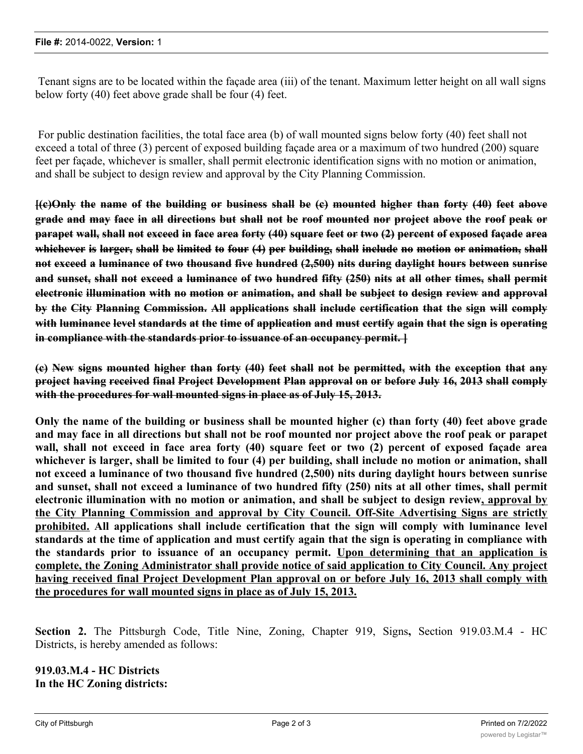Tenant signs are to be located within the façade area (iii) of the tenant. Maximum letter height on all wall signs below forty (40) feet above grade shall be four (4) feet.

For public destination facilities, the total face area (b) of wall mounted signs below forty (40) feet shall not exceed a total of three (3) percent of exposed building façade area or a maximum of two hundred (200) square feet per façade, whichever is smaller, shall permit electronic identification signs with no motion or animation, and shall be subject to design review and approval by the City Planning Commission.

**~~[(c)Only the name of the building or business shall be (c) mounted higher than forty (40) feet above grade and may face in all directions but shall not be roof mounted nor project above the roof peak or parapet wall, shall not exceed in face area forty (40) square feet or two (2) percent of exposed façade area whichever is larger, shall be limited to four (4) per building, shall include no motion or animation, shall not exceed a luminance of two thousand five hundred (2,500) nits during daylight hours between sunrise and sunset, shall not exceed a luminance of two hundred fifty (250) nits at all other times, shall permit electronic illumination with no motion or animation, and shall be subject to design review and approval by the City Planning Commission. All applications shall include certification that the sign will comply with luminance level standards at the time of application and must certify again that the sign is operating in compliance with the standards prior to issuance of an occupancy permit. ]~~**

**~~(c) New signs mounted higher than forty (40) feet shall not be permitted, with the exception that any project having received final Project Development Plan approval on or before July 16, 2013 shall comply with the procedures for wall mounted signs in place as of July 15, 2013.~~**

**Only the name of the building or business shall be mounted higher (c) than forty (40) feet above grade and may face in all directions but shall not be roof mounted nor project above the roof peak or parapet wall, shall not exceed in face area forty (40) square feet or two (2) percent of exposed façade area whichever is larger, shall be limited to four (4) per building, shall include no motion or animation, shall not exceed a luminance of two thousand five hundred (2,500) nits during daylight hours between sunrise and sunset, shall not exceed a luminance of two hundred fifty (250) nits at all other times, shall permit electronic illumination with no motion or animation, and shall be subject to design review<u>, approval by the City Planning Commission and approval by City Council. Off-Site Advertising Signs are strictly prohibited.</u> All applications shall include certification that the sign will comply with luminance level standards at the time of application and must certify again that the sign is operating in compliance with the standards prior to issuance of an occupancy permit. <u>Upon determining that an application is complete, the Zoning Administrator shall provide notice of said application to City Council. Any project having received final Project Development Plan approval on or before July 16, 2013 shall comply with the procedures for wall mounted signs in place as of July 15, 2013.</u>**

**Section 2.** The Pittsburgh Code, Title Nine, Zoning, Chapter 919, Signs**,** Section 919.03.M.4 - HC Districts, is hereby amended as follows:

**919.03.M.4 - HC Districts**
**In the HC Zoning districts:**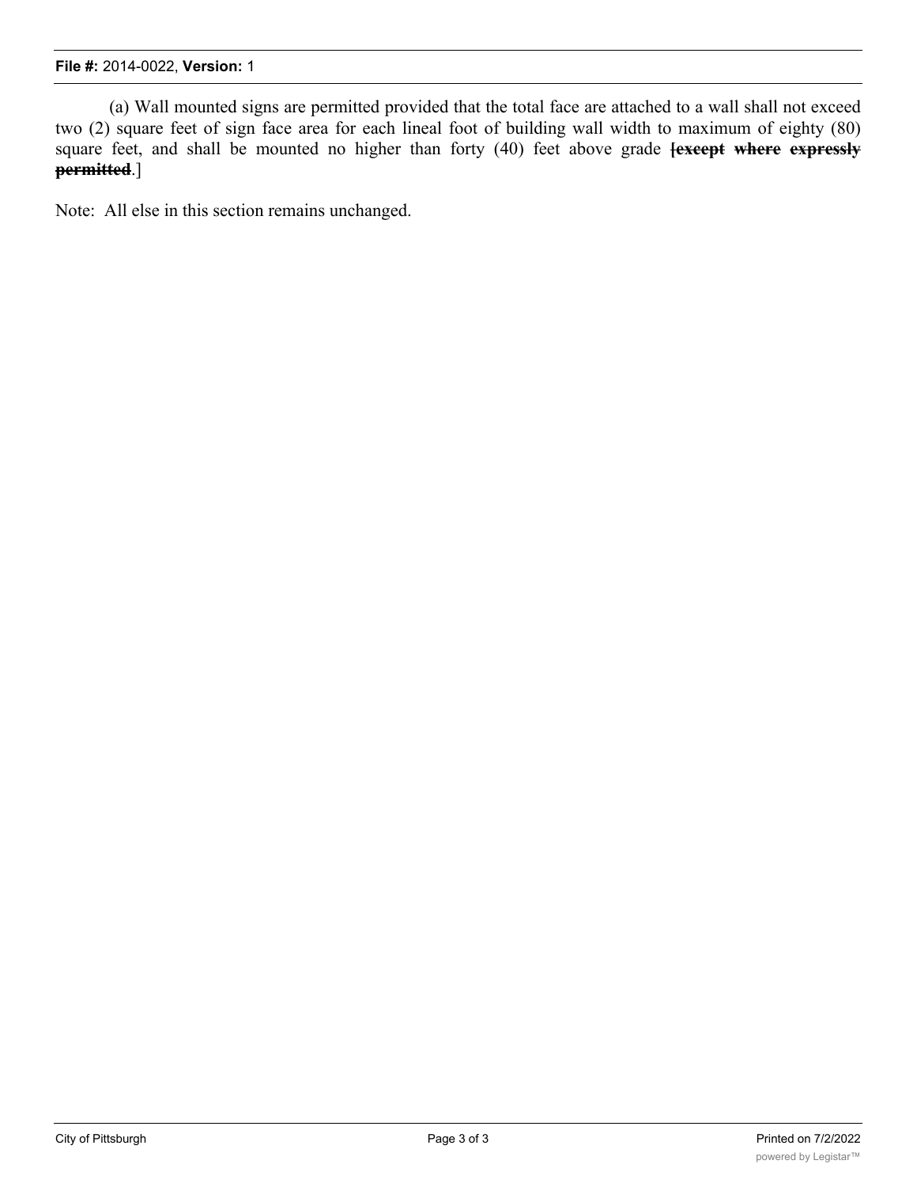(a) Wall mounted signs are permitted provided that the total face are attached to a wall shall not exceed two (2) square feet of sign face area for each lineal foot of building wall width to maximum of eighty (80) square feet, and shall be mounted no higher than forty (40) feet above grade **[~~except where expressly permitted~~**.]

Note: All else in this section remains unchanged.